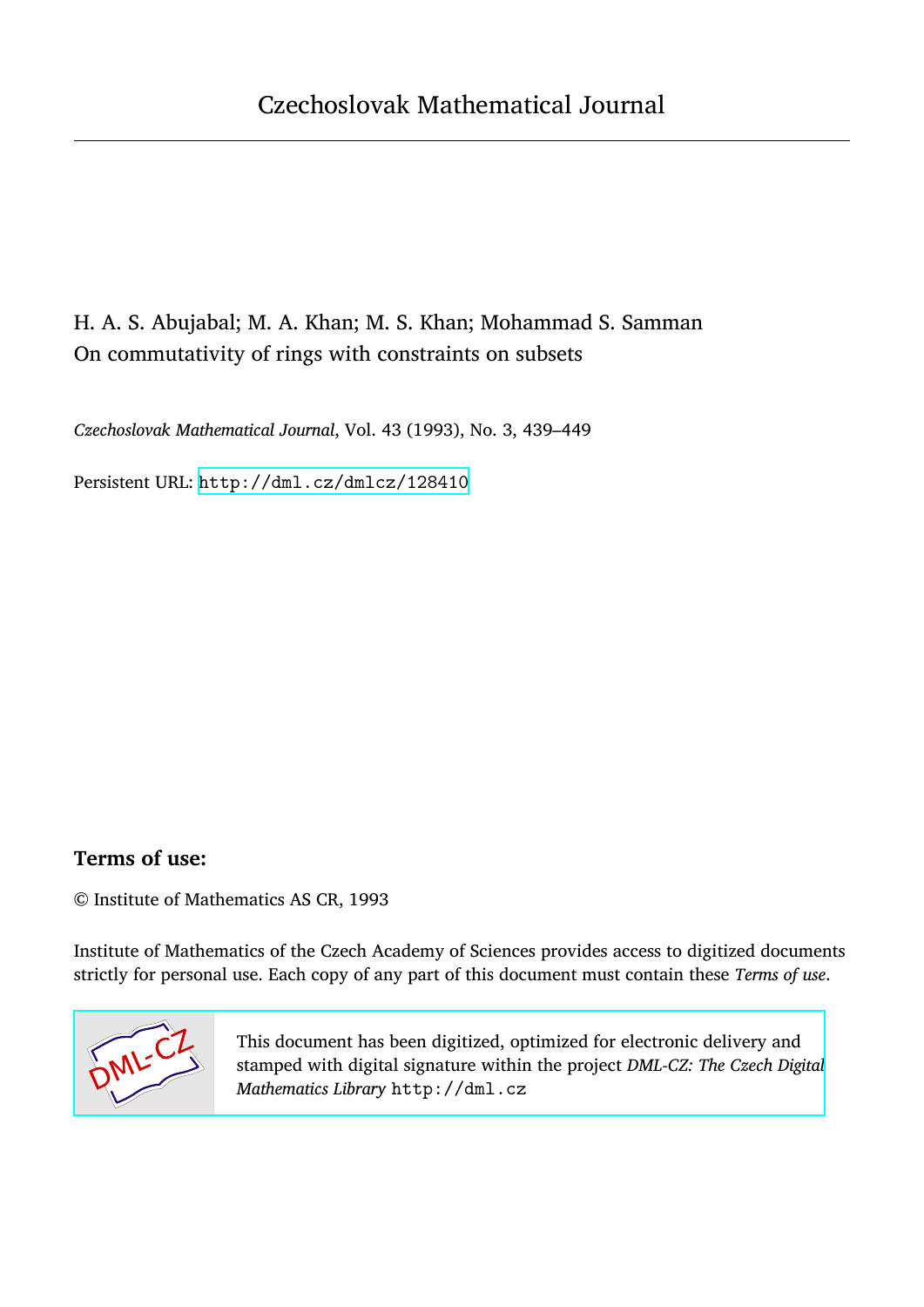# Czechoslovak Mathematical Journal

H. A. S. Abujabal; M. A. Khan; M. S. Khan; Mohammad S. Samman
On commutativity of rings with constraints on subsets

*Czechoslovak Mathematical Journal*, Vol. 43 (1993), No. 3, 439–449

Persistent URL: http://dml.cz/dmlcz/128410

**Terms of use:**

© Institute of Mathematics AS CR, 1993

Institute of Mathematics of the Czech Academy of Sciences provides access to digitized documents strictly for personal use. Each copy of any part of this document must contain these *Terms of use*.

This document has been digitized, optimized for electronic delivery and stamped with digital signature within the project *DML-CZ: The Czech Digital Mathematics Library* http://dml.cz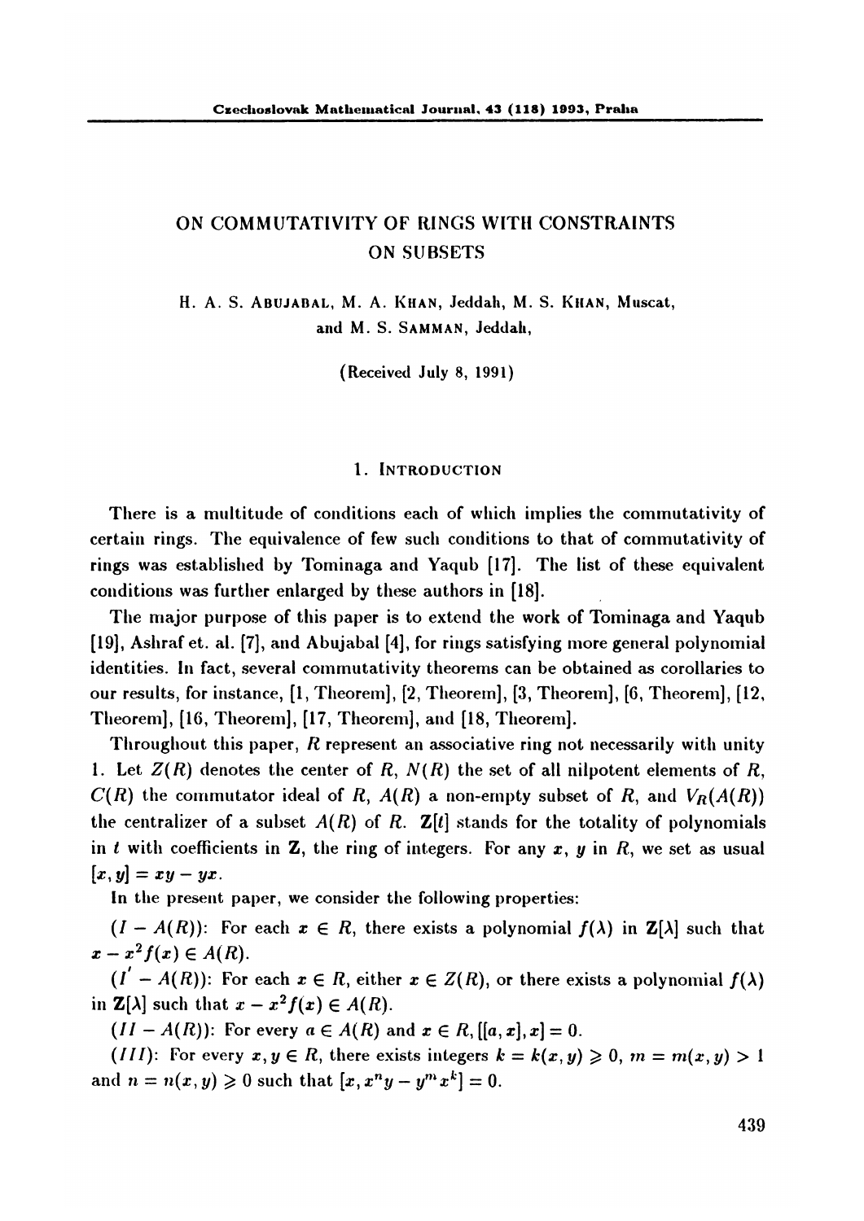# ON COMMUTATIVITY OF RINGS WITH CONSTRAINTS ON SUBSETS

H. A. S. Abujabal, M. A. Khan, Jeddah, M. S. Khan, Muscat, and M. S. Samman, Jeddah,

(Received July 8, 1991)

## 1. Introduction

There is a multitude of conditions each of which implies the commutativity of certain rings. The equivalence of few such conditions to that of commutativity of rings was established by Tominaga and Yaqub [17]. The list of these equivalent conditions was further enlarged by these authors in [18].

The major purpose of this paper is to extend the work of Tominaga and Yaqub [19], Ashraf et. al. [7], and Abujabal [4], for rings satisfying more general polynomial identities. In fact, several commutativity theorems can be obtained as corollaries to our results, for instance, [1, Theorem], [2, Theorem], [3, Theorem], [6, Theorem], [12, Theorem], [16, Theorem], [17, Theorem], and [18, Theorem].

Throughout this paper, $R$ represent an associative ring not necessarily with unity 1. Let $Z(R)$ denotes the center of $R$, $N(R)$ the set of all nilpotent elements of $R$, $C(R)$ the commutator ideal of $R$, $A(R)$ a non-empty subset of $R$, and $V_R(A(R))$ the centralizer of a subset $A(R)$ of $R$. $\mathbf{Z}[t]$ stands for the totality of polynomials in $t$ with coefficients in $\mathbf{Z}$, the ring of integers. For any $x$, $y$ in $R$, we set as usual $[x,y] = xy - yx$.

In the present paper, we consider the following properties:

$(I - A(R))$: For each $x \in R$, there exists a polynomial $f(\lambda)$ in $\mathbf{Z}[\lambda]$ such that $x - x^2 f(x) \in A(R)$.

$(I' - A(R))$: For each $x \in R$, either $x \in Z(R)$, or there exists a polynomial $f(\lambda)$ in $\mathbf{Z}[\lambda]$ such that $x - x^2 f(x) \in A(R)$.

$(II - A(R))$: For every $a \in A(R)$ and $x \in R$, $[[a,x],x] = 0$.

$(III)$: For every $x, y \in R$, there exists integers $k = k(x,y) \geqslant 0$, $m = m(x,y) > 1$ and $n = n(x,y) \geqslant 0$ such that $[x, x^n y - y^m x^k] = 0$.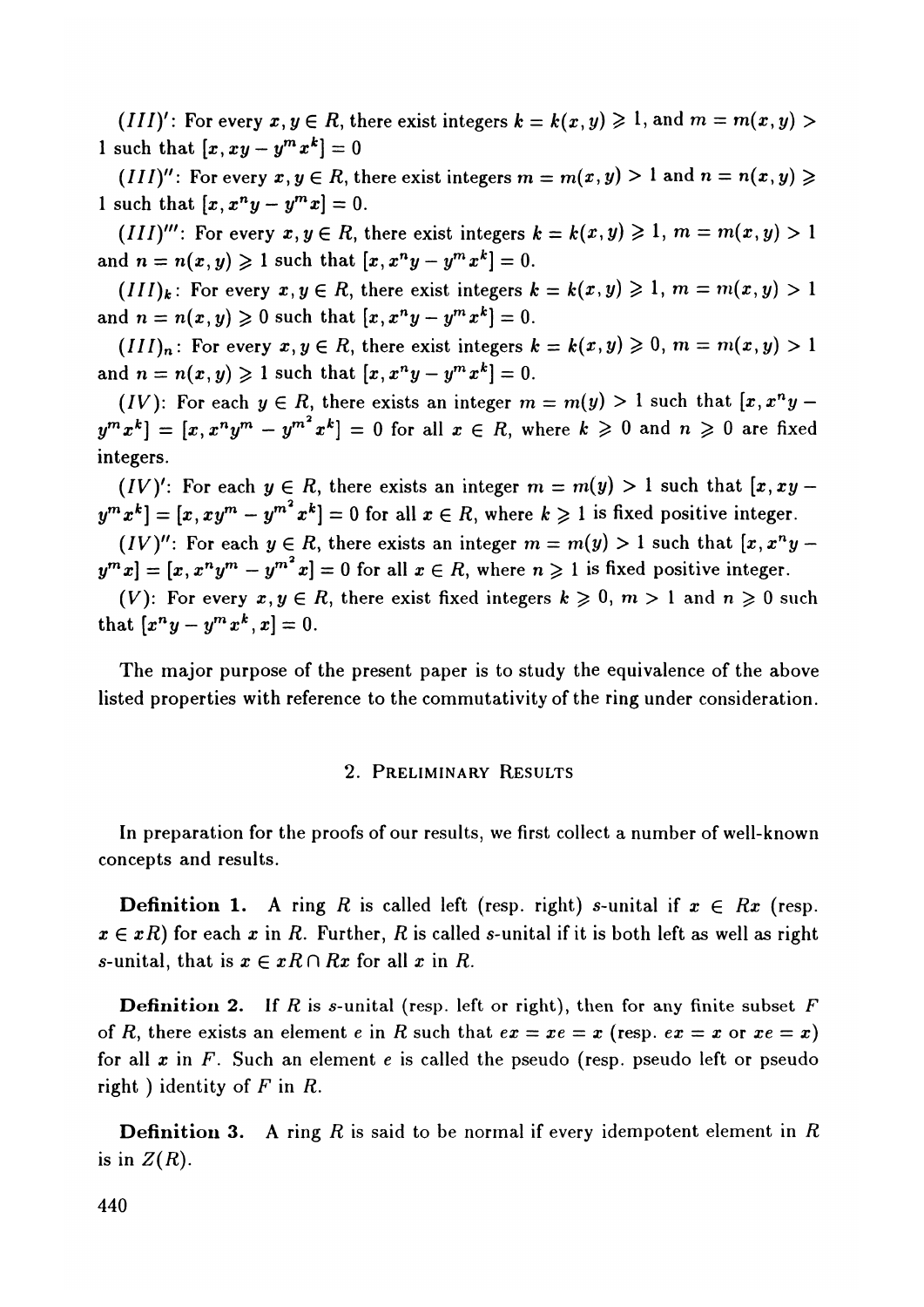$(III)'$: For every $x, y \in R$, there exist integers $k = k(x, y) \geqslant 1$, and $m = m(x, y) > 1$ such that $[x, xy - y^m x^k] = 0$

$(III)''$: For every $x, y \in R$, there exist integers $m = m(x, y) > 1$ and $n = n(x, y) \geqslant 1$ such that $[x, x^n y - y^m x] = 0$.

$(III)'''$: For every $x, y \in R$, there exist integers $k = k(x, y) \geqslant 1$, $m = m(x, y) > 1$ and $n = n(x, y) \geqslant 1$ such that $[x, x^n y - y^m x^k] = 0$.

$(III)_k$: For every $x, y \in R$, there exist integers $k = k(x, y) \geqslant 1$, $m = m(x, y) > 1$ and $n = n(x, y) \geqslant 0$ such that $[x, x^n y - y^m x^k] = 0$.

$(III)_n$: For every $x, y \in R$, there exist integers $k = k(x, y) \geqslant 0$, $m = m(x, y) > 1$ and $n = n(x, y) \geqslant 1$ such that $[x, x^n y - y^m x^k] = 0$.

$(IV)$: For each $y \in R$, there exists an integer $m = m(y) > 1$ such that $[x, x^n y - y^m x^k] = [x, x^n y^m - y^{m^2} x^k] = 0$ for all $x \in R$, where $k \geqslant 0$ and $n \geqslant 0$ are fixed integers.

$(IV)'$: For each $y \in R$, there exists an integer $m = m(y) > 1$ such that $[x, xy - y^m x^k] = [x, xy^m - y^{m^2} x^k] = 0$ for all $x \in R$, where $k \geqslant 1$ is fixed positive integer.

$(IV)''$: For each $y \in R$, there exists an integer $m = m(y) > 1$ such that $[x, x^n y - y^m x] = [x, x^n y^m - y^{m^2} x] = 0$ for all $x \in R$, where $n \geqslant 1$ is fixed positive integer.

$(V)$: For every $x, y \in R$, there exist fixed integers $k \geqslant 0$, $m > 1$ and $n \geqslant 0$ such that $[x^n y - y^m x^k, x] = 0$.

The major purpose of the present paper is to study the equivalence of the above listed properties with reference to the commutativity of the ring under consideration.

## 2. Preliminary Results

In preparation for the proofs of our results, we first collect a number of well-known concepts and results.

**Definition 1.** A ring $R$ is called left (resp. right) $s$-unital if $x \in Rx$ (resp. $x \in xR$) for each $x$ in $R$. Further, $R$ is called $s$-unital if it is both left as well as right $s$-unital, that is $x \in xR \cap Rx$ for all $x$ in $R$.

**Definition 2.** If $R$ is $s$-unital (resp. left or right), then for any finite subset $F$ of $R$, there exists an element $e$ in $R$ such that $ex = xe = x$ (resp. $ex = x$ or $xe = x$) for all $x$ in $F$. Such an element $e$ is called the pseudo (resp. pseudo left or pseudo right ) identity of $F$ in $R$.

**Definition 3.** A ring $R$ is said to be normal if every idempotent element in $R$ is in $Z(R)$.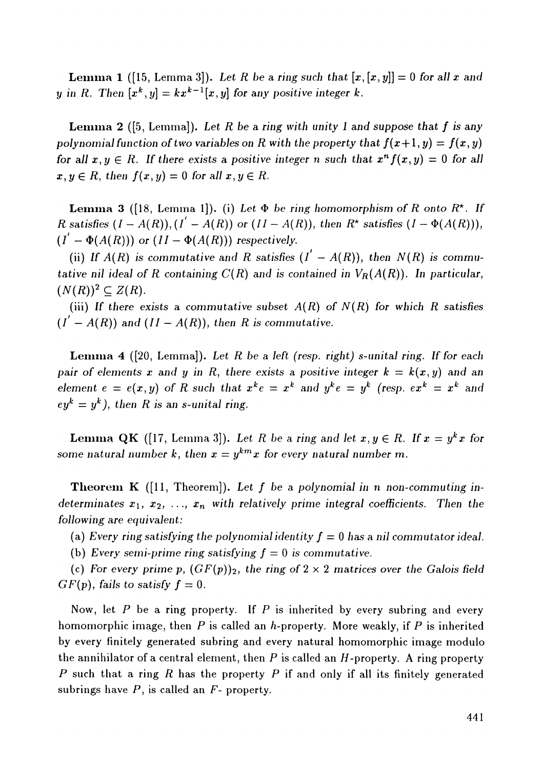**Lemma 1** ([15, Lemma 3]). *Let $R$ be a ring such that $[x,[x,y]] = 0$ for all $x$ and $y$ in $R$. Then $[x^k, y] = kx^{k-1}[x,y]$ for any positive integer $k$.*

**Lemma 2** ([5, Lemma]). *Let $R$ be a ring with unity 1 and suppose that $f$ is any polynomial function of two variables on $R$ with the property that $f(x+1,y) = f(x,y)$ for all $x, y \in R$. If there exists a positive integer $n$ such that $x^n f(x,y) = 0$ for all $x, y \in R$, then $f(x,y) = 0$ for all $x, y \in R$.*

**Lemma 3** ([18, Lemma 1]). (i) *Let $\Phi$ be ring homomorphism of $R$ onto $R^\star$. If $R$ satisfies $(I - A(R))$, $(I^{'} - A(R))$ or $(II - A(R))$, then $R^\star$ satisfies $(I - \Phi(A(R)))$, $(I^{'} - \Phi(A(R)))$ or $(II - \Phi(A(R)))$ respectively.*

(ii) *If $A(R)$ is commutative and $R$ satisfies $(I^{'} - A(R))$, then $N(R)$ is commutative nil ideal of $R$ containing $C(R)$ and is contained in $V_R(A(R))$. In particular, $(N(R))^2 \subseteq Z(R)$.*

(iii) *If there exists a commutative subset $A(R)$ of $N(R)$ for which $R$ satisfies $(I^{'} - A(R))$ and $(II - A(R))$, then $R$ is commutative.*

**Lemma 4** ([20, Lemma]). *Let $R$ be a left (resp. right) s-unital ring. If for each pair of elements $x$ and $y$ in $R$, there exists a positive integer $k = k(x,y)$ and an element $e = e(x,y)$ of $R$ such that $x^k e = x^k$ and $y^k e = y^k$ (resp. $ex^k = x^k$ and $ey^k = y^k$), then $R$ is an s-unital ring.*

**Lemma QK** ([17, Lemma 3]). *Let $R$ be a ring and let $x, y \in R$. If $x = y^k x$ for some natural number $k$, then $x = y^{km} x$ for every natural number $m$.*

**Theorem K** ([11, Theorem]). *Let $f$ be a polynomial in $n$ non-commuting indeterminates $x_1, x_2, \ldots, x_n$ with relatively prime integral coefficients. Then the following are equivalent:*

(a) *Every ring satisfying the polynomial identity $f = 0$ has a nil commutator ideal.*

(b) *Every semi-prime ring satisfying $f = 0$ is commutative.*

(c) *For every prime $p$, $(GF(p))_2$, the ring of $2 \times 2$ matrices over the Galois field $GF(p)$, fails to satisfy $f = 0$.*

Now, let $P$ be a ring property. If $P$ is inherited by every subring and every homomorphic image, then $P$ is called an $h$-property. More weakly, if $P$ is inherited by every finitely generated subring and every natural homomorphic image modulo the annihilator of a central element, then $P$ is called an $H$-property. A ring property $P$ such that a ring $R$ has the property $P$ if and only if all its finitely generated subrings have $P$, is called an $F$- property.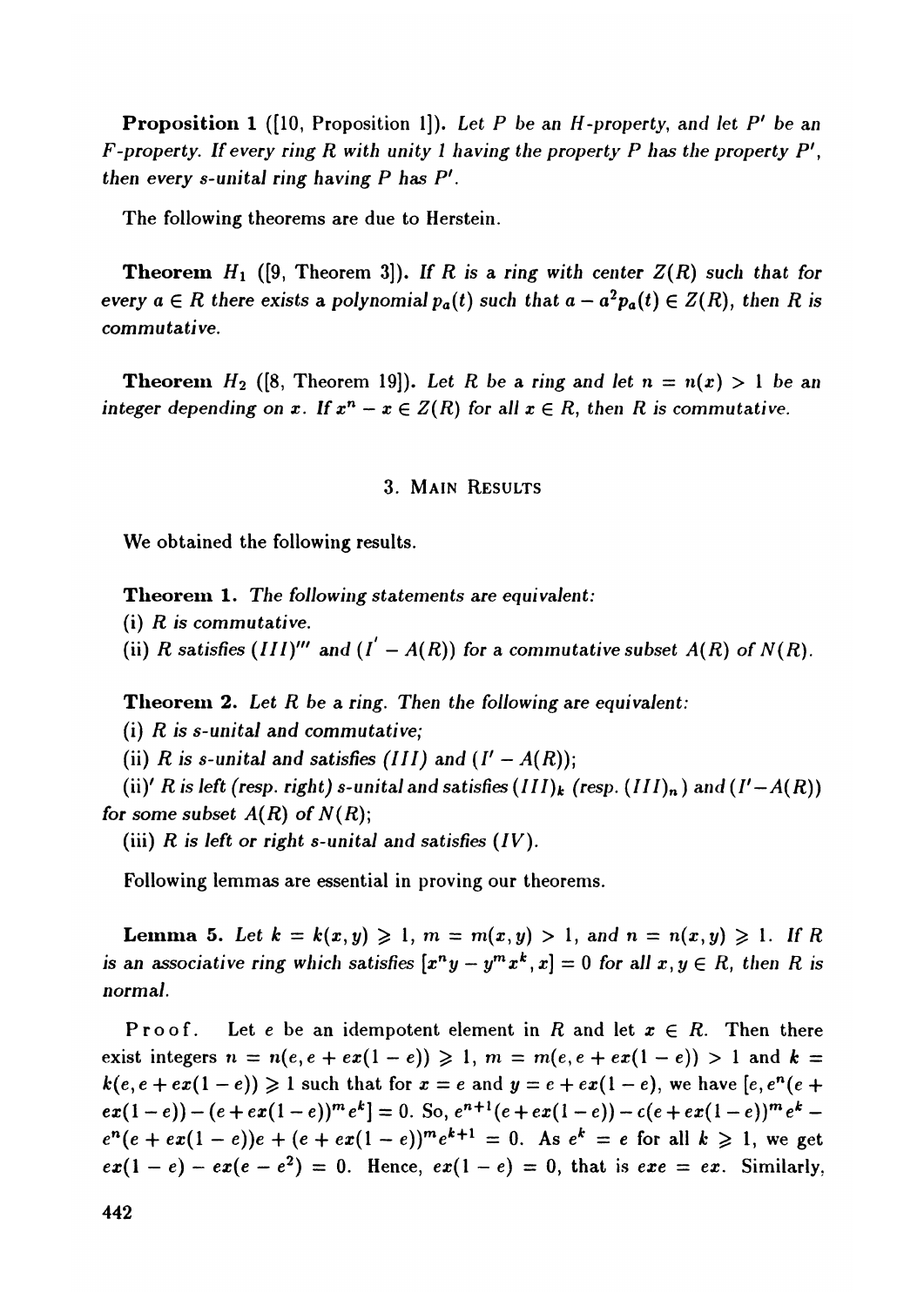**Proposition 1** ([10, Proposition 1]). *Let $P$ be an $H$-property, and let $P'$ be an $F$-property. If every ring $R$ with unity 1 having the property $P$ has the property $P'$, then every s-unital ring having $P$ has $P'$.*

The following theorems are due to Herstein.

**Theorem $H_1$** ([9, Theorem 3]). *If $R$ is a ring with center $Z(R)$ such that for every $a \in R$ there exists a polynomial $p_a(t)$ such that $a - a^2 p_a(t) \in Z(R)$, then $R$ is commutative.*

**Theorem $H_2$** ([8, Theorem 19]). *Let $R$ be a ring and let $n = n(x) > 1$ be an integer depending on $x$. If $x^n - x \in Z(R)$ for all $x \in R$, then $R$ is commutative.*

## 3. Main Results

We obtained the following results.

**Theorem 1.** *The following statements are equivalent:*

(i) *$R$ is commutative.*

(ii) *$R$ satisfies $(III)'''$ and $(I' - A(R))$ for a commutative subset $A(R)$ of $N(R)$.*

**Theorem 2.** *Let $R$ be a ring. Then the following are equivalent:*

(i) *$R$ is s-unital and commutative;*

(ii) *$R$ is s-unital and satisfies $(III)$ and $(I' - A(R))$;*

(ii)$'$ *$R$ is left (resp. right) s-unital and satisfies $(III)_k$ (resp. $(III)_n$) and $(I' - A(R))$ for some subset $A(R)$ of $N(R)$;*

(iii) *$R$ is left or right s-unital and satisfies $(IV)$.*

Following lemmas are essential in proving our theorems.

**Lemma 5.** *Let $k = k(x,y) \geqslant 1$, $m = m(x,y) > 1$, and $n = n(x,y) \geqslant 1$. If $R$ is an associative ring which satisfies $[x^n y - y^m x^k, x] = 0$ for all $x, y \in R$, then $R$ is normal.*

Proof. Let $e$ be an idempotent element in $R$ and let $x \in R$. Then there exist integers $n = n(e, e + ex(1-e)) \geqslant 1$, $m = m(e, e + ex(1-e)) > 1$ and $k = k(e, e + ex(1-e)) \geqslant 1$ such that for $x = e$ and $y = e + ex(1-e)$, we have $[e, e^n(e + ex(1-e)) - (e + ex(1-e))^m e^k] = 0$. So, $e^{n+1}(e + ex(1-e)) - c(e + ex(1-e))^m e^k - e^n(e + ex(1-e))e + (e + ex(1-e))^m e^{k+1} = 0$. As $e^k = e$ for all $k \geqslant 1$, we get $ex(1-e) - ex(e - e^2) = 0$. Hence, $ex(1-e) = 0$, that is $exe = ex$. Similarly,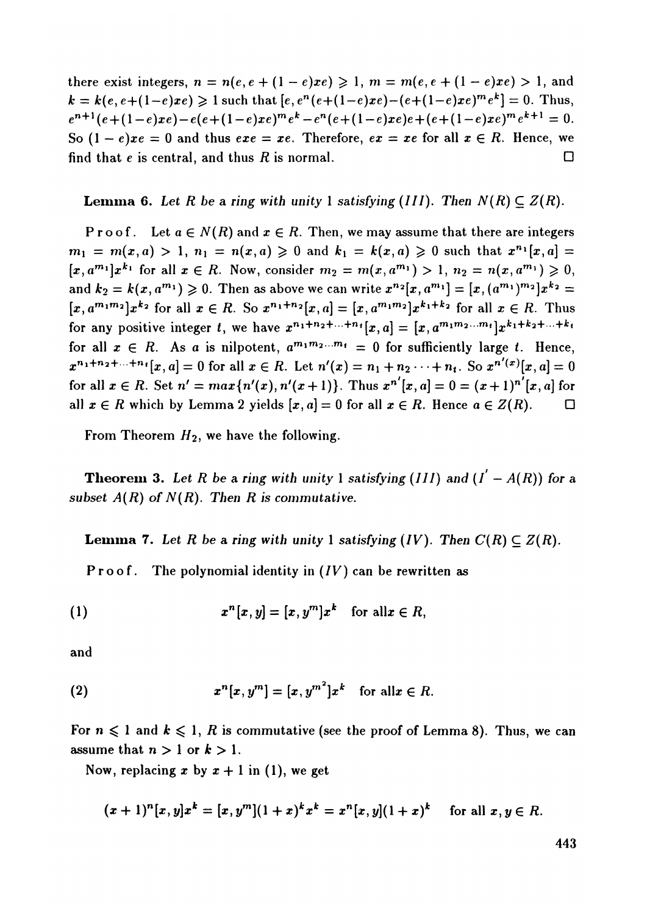there exist integers, $n = n(e, e + (1-e)xe) \geqslant 1$, $m = m(e, e + (1-e)xe) > 1$, and $k = k(e, e+(1-e)xe) \geqslant 1$ such that $[e, e^n(e+(1-e)xe)-(e+(1-e)xe)^m e^k] = 0$. Thus, $e^{n+1}(e+(1-e)xe)-e(e+(1-e)xe)^m e^k - e^n(e+(1-e)xe)e+(e+(1-e)xe)^m e^{k+1} = 0$. So $(1-e)xe = 0$ and thus $exe = xe$. Therefore, $ex = xe$ for all $x \in R$. Hence, we find that $e$ is central, and thus $R$ is normal. □

**Lemma 6.** *Let $R$ be a ring with unity 1 satisfying (III). Then $N(R) \subseteq Z(R)$.*

Proof. Let $a \in N(R)$ and $x \in R$. Then, we may assume that there are integers $m_1 = m(x,a) > 1$, $n_1 = n(x,a) \geqslant 0$ and $k_1 = k(x,a) \geqslant 0$ such that $x^{n_1}[x,a] = [x, a^{m_1}]x^{k_1}$ for all $x \in R$. Now, consider $m_2 = m(x, a^{m_1}) > 1$, $n_2 = n(x, a^{m_1}) \geqslant 0$, and $k_2 = k(x, a^{m_1}) \geqslant 0$. Then as above we can write $x^{n_2}[x, a^{m_1}] = [x, (a^{m_1})^{m_2}]x^{k_2} = [x, a^{m_1 m_2}]x^{k_2}$ for all $x \in R$. So $x^{n_1+n_2}[x,a] = [x, a^{m_1 m_2}]x^{k_1+k_2}$ for all $x \in R$. Thus for any positive integer $t$, we have $x^{n_1+n_2+\cdots+n_t}[x,a] = [x, a^{m_1 m_2 \cdots m_t}]x^{k_1+k_2+\cdots+k_t}$ for all $x \in R$. As $a$ is nilpotent, $a^{m_1 m_2 \cdots m_t} = 0$ for sufficiently large $t$. Hence, $x^{n_1+n_2+\cdots+n_t}[x,a] = 0$ for all $x \in R$. Let $n'(x) = n_1 + n_2 \cdots + n_t$. So $x^{n'(x)}[x,a] = 0$ for all $x \in R$. Set $n' = max\{n'(x), n'(x+1)\}$. Thus $x^{n'}[x,a] = 0 = (x+1)^{n'}[x,a]$ for all $x \in R$ which by Lemma 2 yields $[x,a] = 0$ for all $x \in R$. Hence $a \in Z(R)$. □

From Theorem $H_2$, we have the following.

**Theorem 3.** *Let $R$ be a ring with unity 1 satisfying (III) and $(I' - A(R))$ for a subset $A(R)$ of $N(R)$. Then $R$ is commutative.*

**Lemma 7.** *Let $R$ be a ring with unity 1 satisfying (IV). Then $C(R) \subseteq Z(R)$.*

Proof. The polynomial identity in $(IV)$ can be rewritten as

$$x^n[x,y] = [x, y^m]x^k \quad \text{for all} x \in R, \tag{1}$$

and

$$x^n[x, y^m] = [x, y^{m^2}]x^k \quad \text{for all} x \in R. \tag{2}$$

For $n \leqslant 1$ and $k \leqslant 1$, $R$ is commutative (see the proof of Lemma 8). Thus, we can assume that $n > 1$ or $k > 1$.

Now, replacing $x$ by $x+1$ in (1), we get

$$(x+1)^n[x,y]x^k = [x, y^m](1+x)^k x^k = x^n[x,y](1+x)^k \quad \text{for all } x, y \in R.$$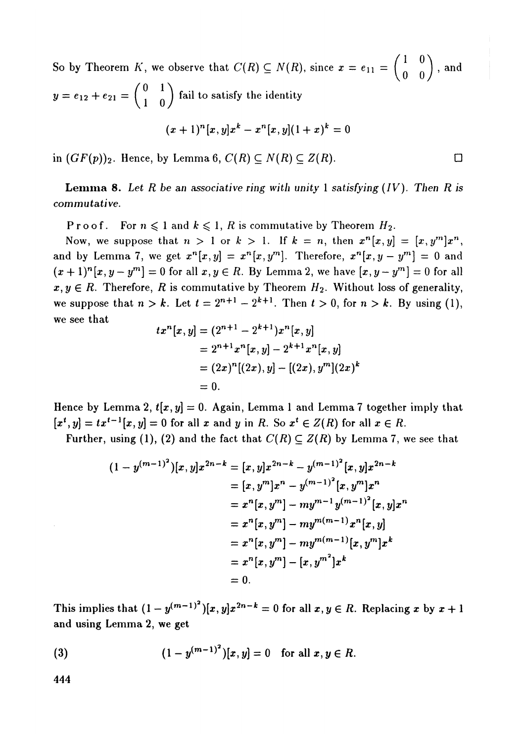So by Theorem $K$, we observe that $C(R) \subseteq N(R)$, since $x = e_{11} = \begin{pmatrix} 1 & 0 \\ 0 & 0 \end{pmatrix}$, and $y = e_{12} + e_{21} = \begin{pmatrix} 0 & 1 \\ 1 & 0 \end{pmatrix}$ fail to satisfy the identity

$$(x+1)^n [x, y] x^k - x^n [x, y](1+x)^k = 0$$

in $(GF(p))_2$. Hence, by Lemma 6, $C(R) \subseteq N(R) \subseteq Z(R)$. □

**Lemma 8.** *Let $R$ be an associative ring with unity 1 satisfying $(IV)$. Then $R$ is commutative.*

Proof. For $n \leqslant 1$ and $k \leqslant 1$, $R$ is commutative by Theorem $H_2$.

Now, we suppose that $n > 1$ or $k > 1$. If $k = n$, then $x^n[x, y] = [x, y^m]x^n$, and by Lemma 7, we get $x^n[x, y] = x^n[x, y^m]$. Therefore, $x^n[x, y - y^m] = 0$ and $(x+1)^n[x, y - y^m] = 0$ for all $x, y \in R$. By Lemma 2, we have $[x, y - y^m] = 0$ for all $x, y \in R$. Therefore, $R$ is commutative by Theorem $H_2$. Without loss of generality, we suppose that $n > k$. Let $t = 2^{n+1} - 2^{k+1}$. Then $t > 0$, for $n > k$. By using (1), we see that

$$\begin{aligned}
tx^n[x, y] &= (2^{n+1} - 2^{k+1})x^n[x, y] \\
&= 2^{n+1}x^n[x, y] - 2^{k+1}x^n[x, y] \\
&= (2x)^n[(2x), y] - [(2x), y^m](2x)^k \\
&= 0.
\end{aligned}$$

Hence by Lemma 2, $t[x, y] = 0$. Again, Lemma 1 and Lemma 7 together imply that $[x^t, y] = tx^{t-1}[x, y] = 0$ for all $x$ and $y$ in $R$. So $x^t \in Z(R)$ for all $x \in R$.

Further, using (1), (2) and the fact that $C(R) \subseteq Z(R)$ by Lemma 7, we see that

$$\begin{aligned}
(1 - y^{(m-1)^2})[x, y]x^{2n-k} &= [x, y]x^{2n-k} - y^{(m-1)^2}[x, y]x^{2n-k} \\
&= [x, y^m]x^n - y^{(m-1)^2}[x, y^m]x^n \\
&= x^n[x, y^m] - my^{m-1}y^{(m-1)^2}[x, y]x^n \\
&= x^n[x, y^m] - my^{m(m-1)}x^n[x, y] \\
&= x^n[x, y^m] - my^{m(m-1)}[x, y^m]x^k \\
&= x^n[x, y^m] - [x, y^{m^2}]x^k \\
&= 0.
\end{aligned}$$

This implies that $(1 - y^{(m-1)^2})[x, y]x^{2n-k} = 0$ for all $x, y \in R$. Replacing $x$ by $x + 1$ and using Lemma 2, we get

$$(3) \qquad (1 - y^{(m-1)^2})[x, y] = 0 \quad \text{for all } x, y \in R.$$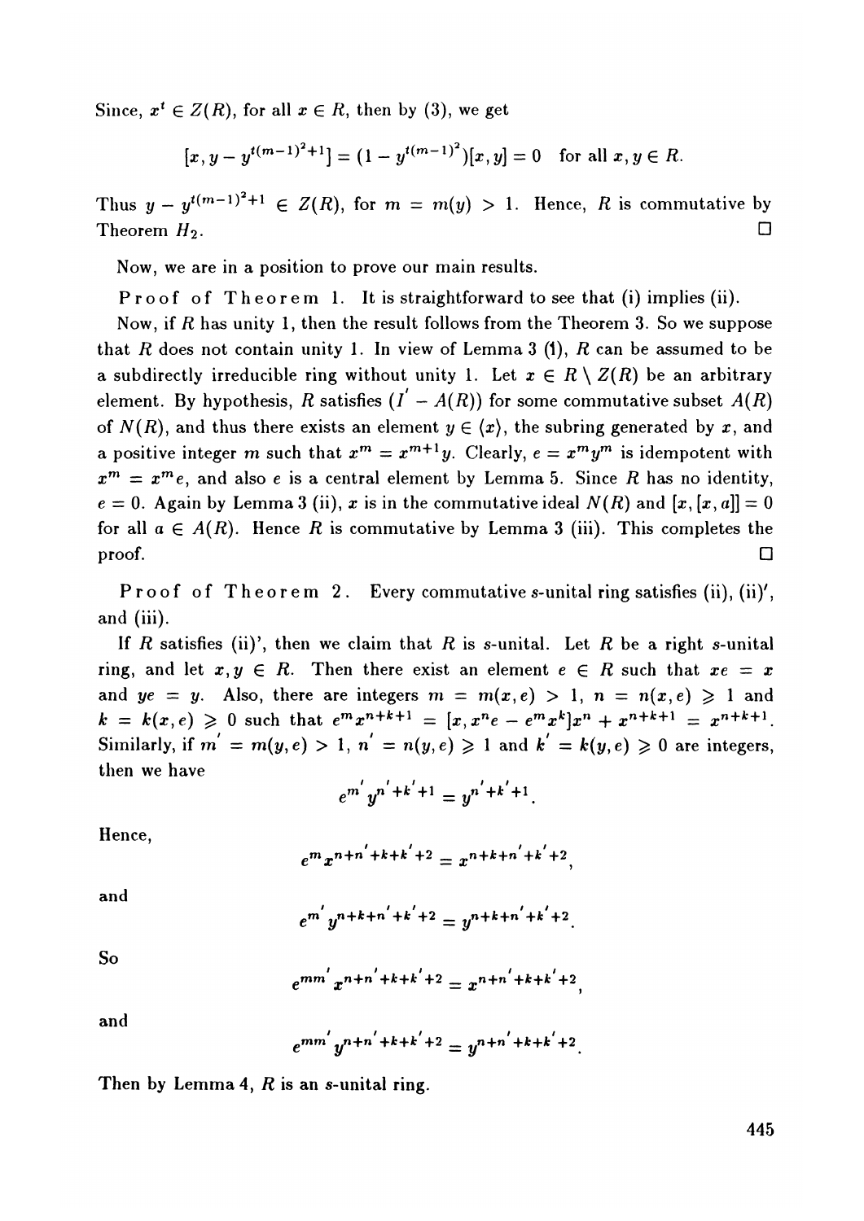Since, $x^t \in Z(R)$, for all $x \in R$, then by (3), we get

$$[x, y - y^{t(m-1)^2+1}] = (1 - y^{t(m-1)^2})[x, y] = 0 \quad \text{for all } x, y \in R.$$

Thus $y - y^{t(m-1)^2+1} \in Z(R)$, for $m = m(y) > 1$. Hence, $R$ is commutative by Theorem $H_2$. □

Now, we are in a position to prove our main results.

Proof of Theorem 1. It is straightforward to see that (i) implies (ii).

Now, if $R$ has unity 1, then the result follows from the Theorem 3. So we suppose that $R$ does not contain unity 1. In view of Lemma 3 (1), $R$ can be assumed to be a subdirectly irreducible ring without unity 1. Let $x \in R \setminus Z(R)$ be an arbitrary element. By hypothesis, $R$ satisfies $(I' - A(R))$ for some commutative subset $A(R)$ of $N(R)$, and thus there exists an element $y \in \langle x \rangle$, the subring generated by $x$, and a positive integer $m$ such that $x^m = x^{m+1}y$. Clearly, $e = x^m y^m$ is idempotent with $x^m = x^m e$, and also $e$ is a central element by Lemma 5. Since $R$ has no identity, $e = 0$. Again by Lemma 3 (ii), $x$ is in the commutative ideal $N(R)$ and $[x, [x, a]] = 0$ for all $a \in A(R)$. Hence $R$ is commutative by Lemma 3 (iii). This completes the proof. □

Proof of Theorem 2. Every commutative $s$-unital ring satisfies (ii), (ii)′, and (iii).

If $R$ satisfies (ii)', then we claim that $R$ is $s$-unital. Let $R$ be a right $s$-unital ring, and let $x, y \in R$. Then there exist an element $e \in R$ such that $xe = x$ and $ye = y$. Also, there are integers $m = m(x, e) > 1$, $n = n(x, e) \geqslant 1$ and $k = k(x, e) \geqslant 0$ such that $e^m x^{n+k+1} = [x, x^n e - e^m x^k]x^n + x^{n+k+1} = x^{n+k+1}$. Similarly, if $m' = m(y, e) > 1$, $n' = n(y, e) \geqslant 1$ and $k' = k(y, e) \geqslant 0$ are integers, then we have

$$e^{m'} y^{n'+k'+1} = y^{n'+k'+1}.$$

Hence,

$$e^m x^{n+n'+k+k'+2} = x^{n+k+n'+k'+2},$$

and

$$e^{m'} y^{n+k+n'+k'+2} = y^{n+k+n'+k'+2}.$$

So

$$e^{mm'} x^{n+n'+k+k'+2} = x^{n+n'+k+k'+2},$$

and

$$e^{mm'} y^{n+n'+k+k'+2} = y^{n+n'+k+k'+2}.$$

Then by Lemma 4, $R$ is an $s$-unital ring.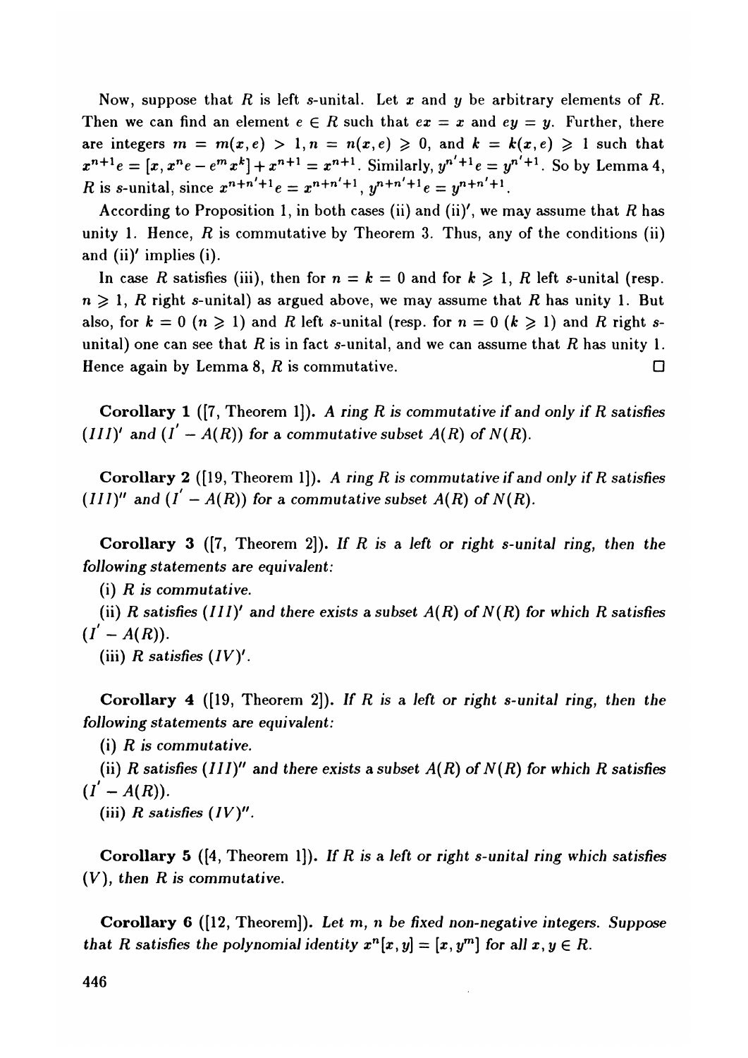Now, suppose that $R$ is left $s$-unital. Let $x$ and $y$ be arbitrary elements of $R$. Then we can find an element $e \in R$ such that $ex = x$ and $ey = y$. Further, there are integers $m = m(x,e) > 1, n = n(x,e) \geqslant 0$, and $k = k(x,e) \geqslant 1$ such that $x^{n+1}e = [x, x^n e - e^m x^k] + x^{n+1} = x^{n+1}$. Similarly, $y^{n'+1}e = y^{n'+1}$. So by Lemma 4, $R$ is $s$-unital, since $x^{n+n'+1}e = x^{n+n'+1}$, $y^{n+n'+1}e = y^{n+n'+1}$.

According to Proposition 1, in both cases (ii) and (ii)′, we may assume that $R$ has unity 1. Hence, $R$ is commutative by Theorem 3. Thus, any of the conditions (ii) and (ii)′ implies (i).

In case $R$ satisfies (iii), then for $n = k = 0$ and for $k \geqslant 1$, $R$ left $s$-unital (resp. $n \geqslant 1$, $R$ right $s$-unital) as argued above, we may assume that $R$ has unity 1. But also, for $k = 0$ ($n \geqslant 1$) and $R$ left $s$-unital (resp. for $n = 0$ ($k \geqslant 1$) and $R$ right $s$-unital) one can see that $R$ is in fact $s$-unital, and we can assume that $R$ has unity 1. Hence again by Lemma 8, $R$ is commutative. □

**Corollary 1** ([7, Theorem 1]). *A ring $R$ is commutative if and only if $R$ satisfies $(III)'$ and $(I' - A(R))$ for a commutative subset $A(R)$ of $N(R)$.*

**Corollary 2** ([19, Theorem 1]). *A ring $R$ is commutative if and only if $R$ satisfies $(III)''$ and $(I' - A(R))$ for a commutative subset $A(R)$ of $N(R)$.*

**Corollary 3** ([7, Theorem 2]). *If $R$ is a left or right $s$-unital ring, then the following statements are equivalent:*

(i) *$R$ is commutative.*

(ii) *$R$ satisfies $(III)'$ and there exists a subset $A(R)$ of $N(R)$ for which $R$ satisfies $(I' - A(R))$.*

(iii) *$R$ satisfies $(IV)'$.*

**Corollary 4** ([19, Theorem 2]). *If $R$ is a left or right $s$-unital ring, then the following statements are equivalent:*

(i) *$R$ is commutative.*

(ii) *$R$ satisfies $(III)''$ and there exists a subset $A(R)$ of $N(R)$ for which $R$ satisfies $(I' - A(R))$.*

(iii) *$R$ satisfies $(IV)''$.*

**Corollary 5** ([4, Theorem 1]). *If $R$ is a left or right $s$-unital ring which satisfies $(V)$, then $R$ is commutative.*

**Corollary 6** ([12, Theorem]). *Let $m$, $n$ be fixed non-negative integers. Suppose that $R$ satisfies the polynomial identity $x^n[x, y] = [x, y^m]$ for all $x, y \in R$.*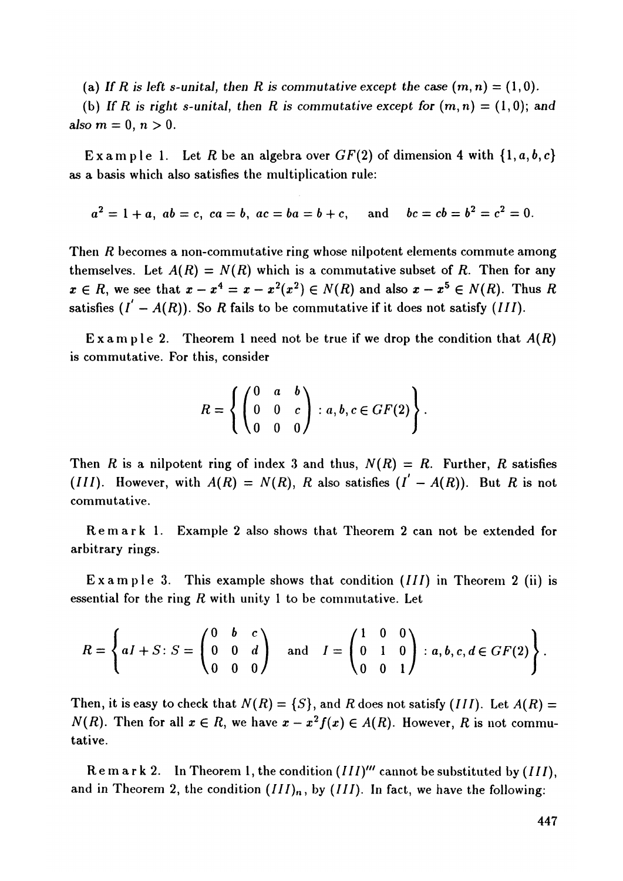(a) *If $R$ is left s-unital, then $R$ is commutative except the case $(m,n) = (1,0)$.*

(b) *If $R$ is right s-unital, then $R$ is commutative except for $(m,n) = (1,0)$; and also $m = 0$, $n > 0$.*

Example 1. Let $R$ be an algebra over $GF(2)$ of dimension 4 with $\{1, a, b, c\}$ as a basis which also satisfies the multiplication rule:

$$a^2 = 1 + a,\ ab = c,\ ca = b,\ ac = ba = b + c, \quad \text{and} \quad bc = cb = b^2 = c^2 = 0.$$

Then $R$ becomes a non-commutative ring whose nilpotent elements commute among themselves. Let $A(R) = N(R)$ which is a commutative subset of $R$. Then for any $x \in R$, we see that $x - x^4 = x - x^2(x^2) \in N(R)$ and also $x - x^5 \in N(R)$. Thus $R$ satisfies $(I' - A(R))$. So $R$ fails to be commutative if it does not satisfy $(III)$.

Example 2. Theorem 1 need not be true if we drop the condition that $A(R)$ is commutative. For this, consider

$$R = \left\{ \begin{pmatrix} 0 & a & b \\ 0 & 0 & c \\ 0 & 0 & 0 \end{pmatrix} : a, b, c \in GF(2) \right\}.$$

Then $R$ is a nilpotent ring of index 3 and thus, $N(R) = R$. Further, $R$ satisfies $(III)$. However, with $A(R) = N(R)$, $R$ also satisfies $(I' - A(R))$. But $R$ is not commutative.

Remark 1. Example 2 also shows that Theorem 2 can not be extended for arbitrary rings.

Example 3. This example shows that condition $(III)$ in Theorem 2 (ii) is essential for the ring $R$ with unity 1 to be commutative. Let

$$R = \left\{ aI + S \colon S = \begin{pmatrix} 0 & b & c \\ 0 & 0 & d \\ 0 & 0 & 0 \end{pmatrix} \quad \text{and} \quad I = \begin{pmatrix} 1 & 0 & 0 \\ 0 & 1 & 0 \\ 0 & 0 & 1 \end{pmatrix} : a, b, c, d \in GF(2) \right\}.$$

Then, it is easy to check that $N(R) = \{S\}$, and $R$ does not satisfy $(III)$. Let $A(R) = N(R)$. Then for all $x \in R$, we have $x - x^2 f(x) \in A(R)$. However, $R$ is not commutative.

Remark 2. In Theorem 1, the condition $(III)'''$ cannot be substituted by $(III)$, and in Theorem 2, the condition $(III)_n$, by $(III)$. In fact, we have the following: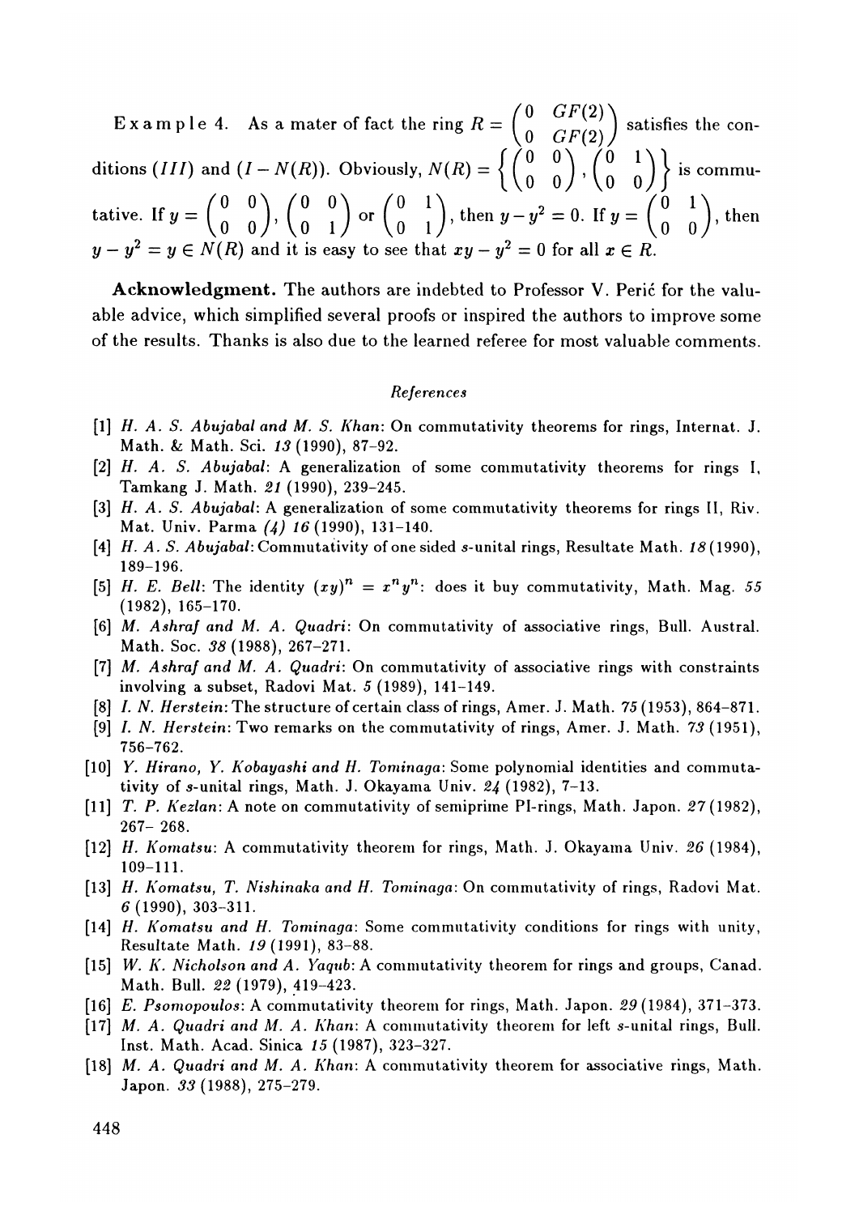E x a m p l e 4. As a mater of fact the ring $R = \begin{pmatrix} 0 & GF(2) \\ 0 & GF(2) \end{pmatrix}$ satisfies the conditions $(III)$ and $(I - N(R))$. Obviously, $N(R) = \left\{ \begin{pmatrix} 0 & 0 \\ 0 & 0 \end{pmatrix}, \begin{pmatrix} 0 & 1 \\ 0 & 0 \end{pmatrix} \right\}$ is commutative. If $y = \begin{pmatrix} 0 & 0 \\ 0 & 0 \end{pmatrix}, \begin{pmatrix} 0 & 0 \\ 0 & 1 \end{pmatrix}$ or $\begin{pmatrix} 0 & 1 \\ 0 & 1 \end{pmatrix}$, then $y - y^2 = 0$. If $y = \begin{pmatrix} 0 & 1 \\ 0 & 0 \end{pmatrix}$, then $y - y^2 = y \in N(R)$ and it is easy to see that $xy - y^2 = 0$ for all $x \in R$.

**Acknowledgment.** The authors are indebted to Professor V. Perić for the valuable advice, which simplified several proofs or inspired the authors to improve some of the results. Thanks is also due to the learned referee for most valuable comments.

### *References*

[1] *H. A. S. Abujabal and M. S. Khan*: On commutativity theorems for rings, Internat. J. Math. & Math. Sci. *13* (1990), 87–92.

[2] *H. A. S. Abujabal*: A generalization of some commutativity theorems for rings I, Tamkang J. Math. *21* (1990), 239–245.

[3] *H. A. S. Abujabal*: A generalization of some commutativity theorems for rings II, Riv. Mat. Univ. Parma *(4) 16* (1990), 131–140.

[4] *H. A. S. Abujabal*: Commutativity of one sided s-unital rings, Resultate Math. *18* (1990), 189–196.

[5] *H. E. Bell*: The identity $(xy)^n = x^n y^n$: does it buy commutativity, Math. Mag. *55* (1982), 165–170.

[6] *M. Ashraf and M. A. Quadri*: On commutativity of associative rings, Bull. Austral. Math. Soc. *38* (1988), 267–271.

[7] *M. Ashraf and M. A. Quadri*: On commutativity of associative rings with constraints involving a subset, Radovi Mat. *5* (1989), 141–149.

[8] *I. N. Herstein*: The structure of certain class of rings, Amer. J. Math. *75* (1953), 864–871.

[9] *I. N. Herstein*: Two remarks on the commutativity of rings, Amer. J. Math. *73* (1951), 756–762.

[10] *Y. Hirano, Y. Kobayashi and H. Tominaga*: Some polynomial identities and commutativity of s-unital rings, Math. J. Okayama Univ. *24* (1982), 7–13.

[11] *T. P. Kezlan*: A note on commutativity of semiprime PI-rings, Math. Japon. *27* (1982), 267– 268.

[12] *H. Komatsu*: A commutativity theorem for rings, Math. J. Okayama Univ. *26* (1984), 109–111.

[13] *H. Komatsu, T. Nishinaka and H. Tominaga*: On commutativity of rings, Radovi Mat. *6* (1990), 303–311.

[14] *H. Komatsu and H. Tominaga*: Some commutativity conditions for rings with unity, Resultate Math. *19* (1991), 83–88.

[15] *W. K. Nicholson and A. Yaqub*: A commutativity theorem for rings and groups, Canad. Math. Bull. *22* (1979), 419–423.

[16] *E. Psomopoulos*: A commutativity theorem for rings, Math. Japon. *29* (1984), 371–373.

[17] *M. A. Quadri and M. A. Khan*: A commutativity theorem for left s-unital rings, Bull. Inst. Math. Acad. Sinica *15* (1987), 323–327.

[18] *M. A. Quadri and M. A. Khan*: A commutativity theorem for associative rings, Math. Japon. *33* (1988), 275–279.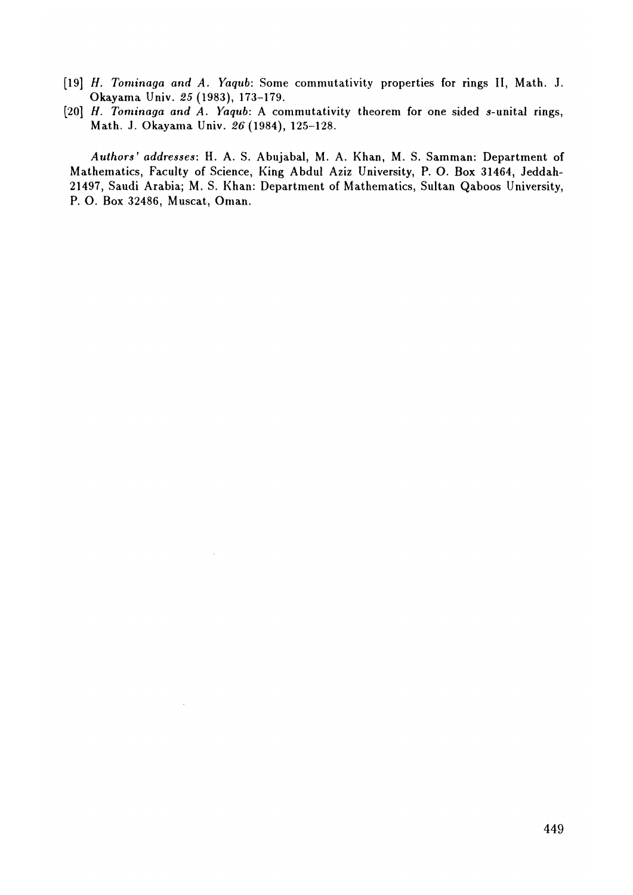[19] *H. Tominaga and A. Yaqub*: Some commutativity properties for rings II, Math. J. Okayama Univ. *25* (1983), 173–179.

[20] *H. Tominaga and A. Yaqub*: A commutativity theorem for one sided *s*-unital rings, Math. J. Okayama Univ. *26* (1984), 125–128.

*Authors' addresses*: H. A. S. Abujabal, M. A. Khan, M. S. Samman: Department of Mathematics, Faculty of Science, King Abdul Aziz University, P. O. Box 31464, Jeddah-21497, Saudi Arabia; M. S. Khan: Department of Mathematics, Sultan Qaboos University, P. O. Box 32486, Muscat, Oman.